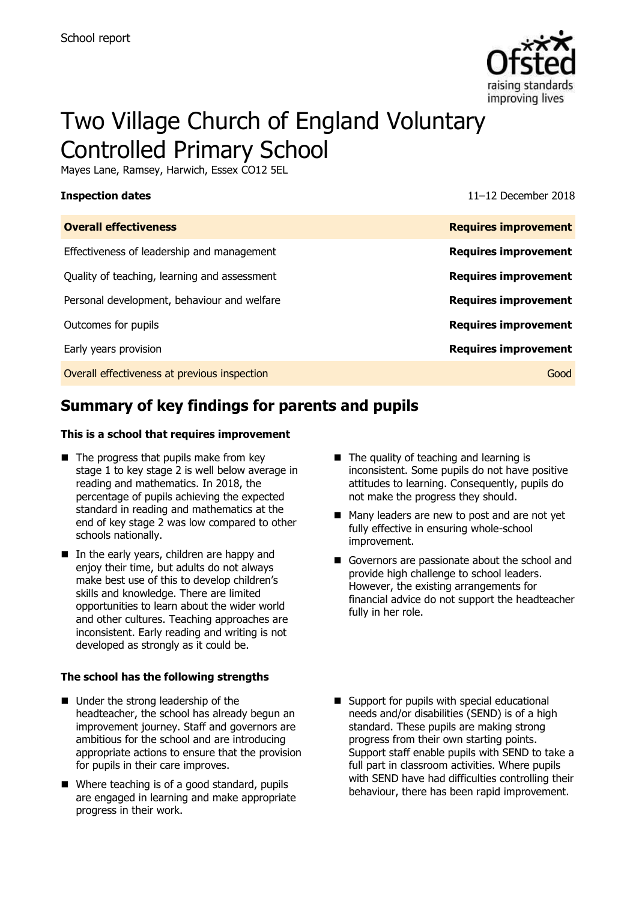School report

# Two Village Church of England Voluntary Controlled Primary School

Mayes Lane, Ramsey, Harwich, Essex CO12 5EL

**Inspection dates** 11–12 December 2018

| **Overall effectiveness** | **Requires improvement** |
|---|---|
| Effectiveness of leadership and management | **Requires improvement** |
| Quality of teaching, learning and assessment | **Requires improvement** |
| Personal development, behaviour and welfare | **Requires improvement** |
| Outcomes for pupils | **Requires improvement** |
| Early years provision | **Requires improvement** |
| Overall effectiveness at previous inspection | Good |

## Summary of key findings for parents and pupils

**This is a school that requires improvement**

- The progress that pupils make from key stage 1 to key stage 2 is well below average in reading and mathematics. In 2018, the percentage of pupils achieving the expected standard in reading and mathematics at the end of key stage 2 was low compared to other schools nationally.
- In the early years, children are happy and enjoy their time, but adults do not always make best use of this to develop children's skills and knowledge. There are limited opportunities to learn about the wider world and other cultures. Teaching approaches are inconsistent. Early reading and writing is not developed as strongly as it could be.
- The quality of teaching and learning is inconsistent. Some pupils do not have positive attitudes to learning. Consequently, pupils do not make the progress they should.
- Many leaders are new to post and are not yet fully effective in ensuring whole-school improvement.
- Governors are passionate about the school and provide high challenge to school leaders. However, the existing arrangements for financial advice do not support the headteacher fully in her role.

**The school has the following strengths**

- Under the strong leadership of the headteacher, the school has already begun an improvement journey. Staff and governors are ambitious for the school and are introducing appropriate actions to ensure that the provision for pupils in their care improves.
- Where teaching is of a good standard, pupils are engaged in learning and make appropriate progress in their work.
- Support for pupils with special educational needs and/or disabilities (SEND) is of a high standard. These pupils are making strong progress from their own starting points. Support staff enable pupils with SEND to take a full part in classroom activities. Where pupils with SEND have had difficulties controlling their behaviour, there has been rapid improvement.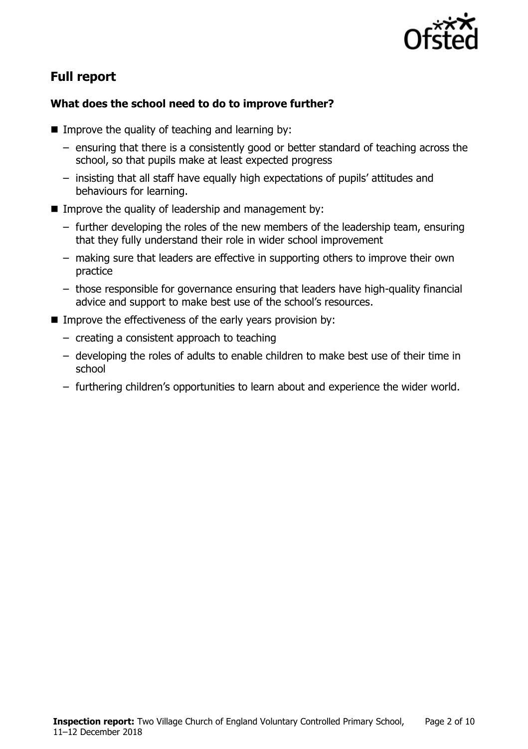## Full report

### What does the school need to do to improve further?

- Improve the quality of teaching and learning by:
  - ensuring that there is a consistently good or better standard of teaching across the school, so that pupils make at least expected progress
  - insisting that all staff have equally high expectations of pupils' attitudes and behaviours for learning.
- Improve the quality of leadership and management by:
  - further developing the roles of the new members of the leadership team, ensuring that they fully understand their role in wider school improvement
  - making sure that leaders are effective in supporting others to improve their own practice
  - those responsible for governance ensuring that leaders have high-quality financial advice and support to make best use of the school's resources.
- Improve the effectiveness of the early years provision by:
  - creating a consistent approach to teaching
  - developing the roles of adults to enable children to make best use of their time in school
  - furthering children's opportunities to learn about and experience the wider world.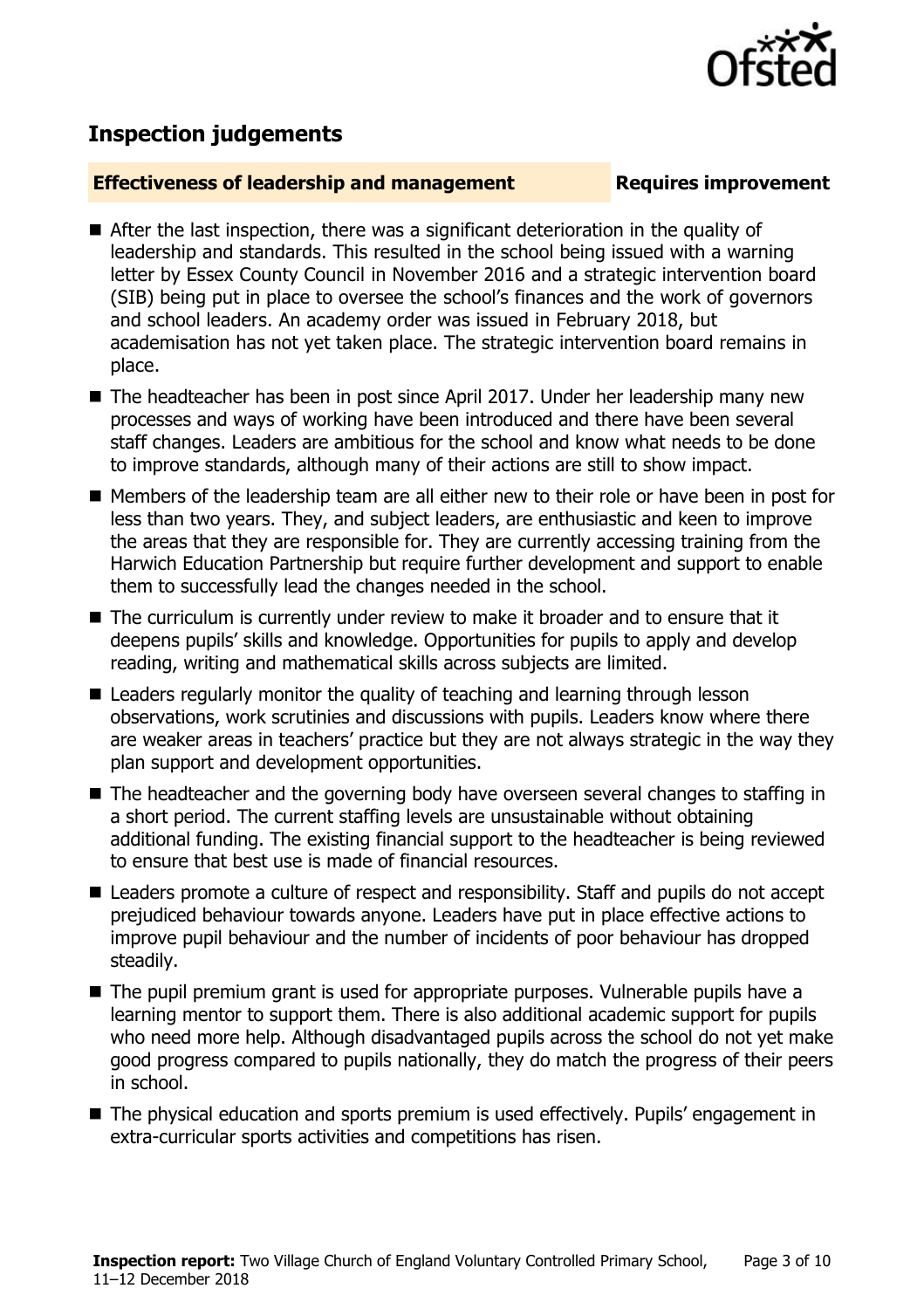## Inspection judgements

**Effectiveness of leadership and management** **Requires improvement**

- After the last inspection, there was a significant deterioration in the quality of leadership and standards. This resulted in the school being issued with a warning letter by Essex County Council in November 2016 and a strategic intervention board (SIB) being put in place to oversee the school's finances and the work of governors and school leaders. An academy order was issued in February 2018, but academisation has not yet taken place. The strategic intervention board remains in place.
- The headteacher has been in post since April 2017. Under her leadership many new processes and ways of working have been introduced and there have been several staff changes. Leaders are ambitious for the school and know what needs to be done to improve standards, although many of their actions are still to show impact.
- Members of the leadership team are all either new to their role or have been in post for less than two years. They, and subject leaders, are enthusiastic and keen to improve the areas that they are responsible for. They are currently accessing training from the Harwich Education Partnership but require further development and support to enable them to successfully lead the changes needed in the school.
- The curriculum is currently under review to make it broader and to ensure that it deepens pupils' skills and knowledge. Opportunities for pupils to apply and develop reading, writing and mathematical skills across subjects are limited.
- Leaders regularly monitor the quality of teaching and learning through lesson observations, work scrutinies and discussions with pupils. Leaders know where there are weaker areas in teachers' practice but they are not always strategic in the way they plan support and development opportunities.
- The headteacher and the governing body have overseen several changes to staffing in a short period. The current staffing levels are unsustainable without obtaining additional funding. The existing financial support to the headteacher is being reviewed to ensure that best use is made of financial resources.
- Leaders promote a culture of respect and responsibility. Staff and pupils do not accept prejudiced behaviour towards anyone. Leaders have put in place effective actions to improve pupil behaviour and the number of incidents of poor behaviour has dropped steadily.
- The pupil premium grant is used for appropriate purposes. Vulnerable pupils have a learning mentor to support them. There is also additional academic support for pupils who need more help. Although disadvantaged pupils across the school do not yet make good progress compared to pupils nationally, they do match the progress of their peers in school.
- The physical education and sports premium is used effectively. Pupils' engagement in extra-curricular sports activities and competitions has risen.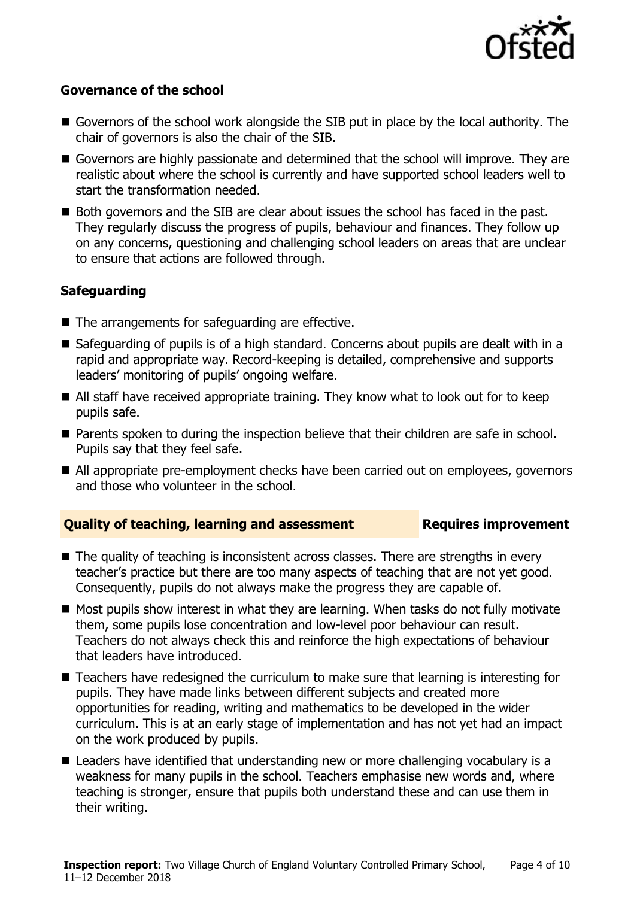### Governance of the school

- Governors of the school work alongside the SIB put in place by the local authority. The chair of governors is also the chair of the SIB.
- Governors are highly passionate and determined that the school will improve. They are realistic about where the school is currently and have supported school leaders well to start the transformation needed.
- Both governors and the SIB are clear about issues the school has faced in the past. They regularly discuss the progress of pupils, behaviour and finances. They follow up on any concerns, questioning and challenging school leaders on areas that are unclear to ensure that actions are followed through.

### Safeguarding

- The arrangements for safeguarding are effective.
- Safeguarding of pupils is of a high standard. Concerns about pupils are dealt with in a rapid and appropriate way. Record-keeping is detailed, comprehensive and supports leaders' monitoring of pupils' ongoing welfare.
- All staff have received appropriate training. They know what to look out for to keep pupils safe.
- Parents spoken to during the inspection believe that their children are safe in school. Pupils say that they feel safe.
- All appropriate pre-employment checks have been carried out on employees, governors and those who volunteer in the school.

## Quality of teaching, learning and assessment — Requires improvement

- The quality of teaching is inconsistent across classes. There are strengths in every teacher's practice but there are too many aspects of teaching that are not yet good. Consequently, pupils do not always make the progress they are capable of.
- Most pupils show interest in what they are learning. When tasks do not fully motivate them, some pupils lose concentration and low-level poor behaviour can result. Teachers do not always check this and reinforce the high expectations of behaviour that leaders have introduced.
- Teachers have redesigned the curriculum to make sure that learning is interesting for pupils. They have made links between different subjects and created more opportunities for reading, writing and mathematics to be developed in the wider curriculum. This is at an early stage of implementation and has not yet had an impact on the work produced by pupils.
- Leaders have identified that understanding new or more challenging vocabulary is a weakness for many pupils in the school. Teachers emphasise new words and, where teaching is stronger, ensure that pupils both understand these and can use them in their writing.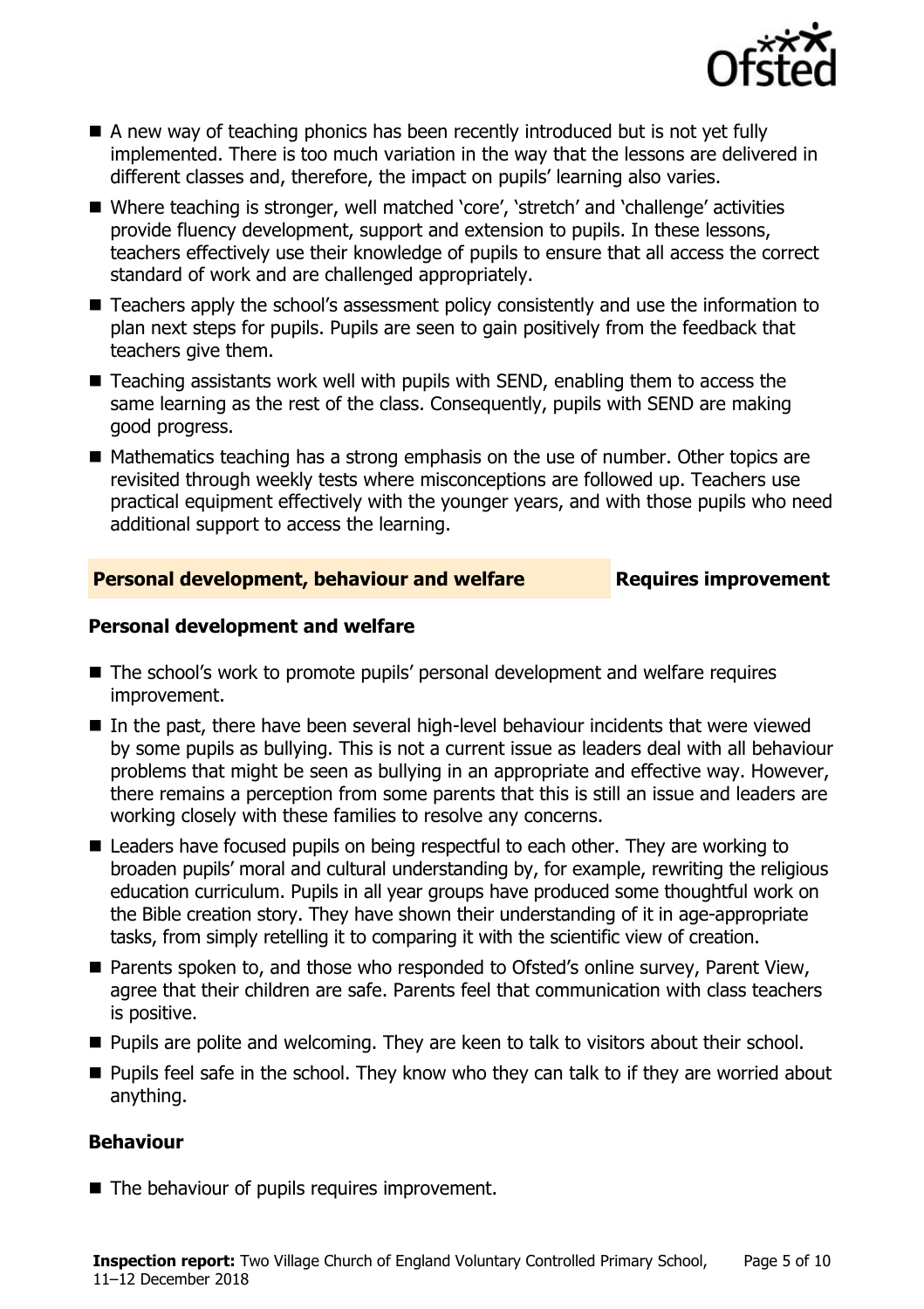- A new way of teaching phonics has been recently introduced but is not yet fully implemented. There is too much variation in the way that the lessons are delivered in different classes and, therefore, the impact on pupils' learning also varies.
- Where teaching is stronger, well matched 'core', 'stretch' and 'challenge' activities provide fluency development, support and extension to pupils. In these lessons, teachers effectively use their knowledge of pupils to ensure that all access the correct standard of work and are challenged appropriately.
- Teachers apply the school's assessment policy consistently and use the information to plan next steps for pupils. Pupils are seen to gain positively from the feedback that teachers give them.
- Teaching assistants work well with pupils with SEND, enabling them to access the same learning as the rest of the class. Consequently, pupils with SEND are making good progress.
- Mathematics teaching has a strong emphasis on the use of number. Other topics are revisited through weekly tests where misconceptions are followed up. Teachers use practical equipment effectively with the younger years, and with those pupils who need additional support to access the learning.

## Personal development, behaviour and welfare — Requires improvement

### Personal development and welfare

- The school's work to promote pupils' personal development and welfare requires improvement.
- In the past, there have been several high-level behaviour incidents that were viewed by some pupils as bullying. This is not a current issue as leaders deal with all behaviour problems that might be seen as bullying in an appropriate and effective way. However, there remains a perception from some parents that this is still an issue and leaders are working closely with these families to resolve any concerns.
- Leaders have focused pupils on being respectful to each other. They are working to broaden pupils' moral and cultural understanding by, for example, rewriting the religious education curriculum. Pupils in all year groups have produced some thoughtful work on the Bible creation story. They have shown their understanding of it in age-appropriate tasks, from simply retelling it to comparing it with the scientific view of creation.
- Parents spoken to, and those who responded to Ofsted's online survey, Parent View, agree that their children are safe. Parents feel that communication with class teachers is positive.
- Pupils are polite and welcoming. They are keen to talk to visitors about their school.
- Pupils feel safe in the school. They know who they can talk to if they are worried about anything.

### Behaviour

- The behaviour of pupils requires improvement.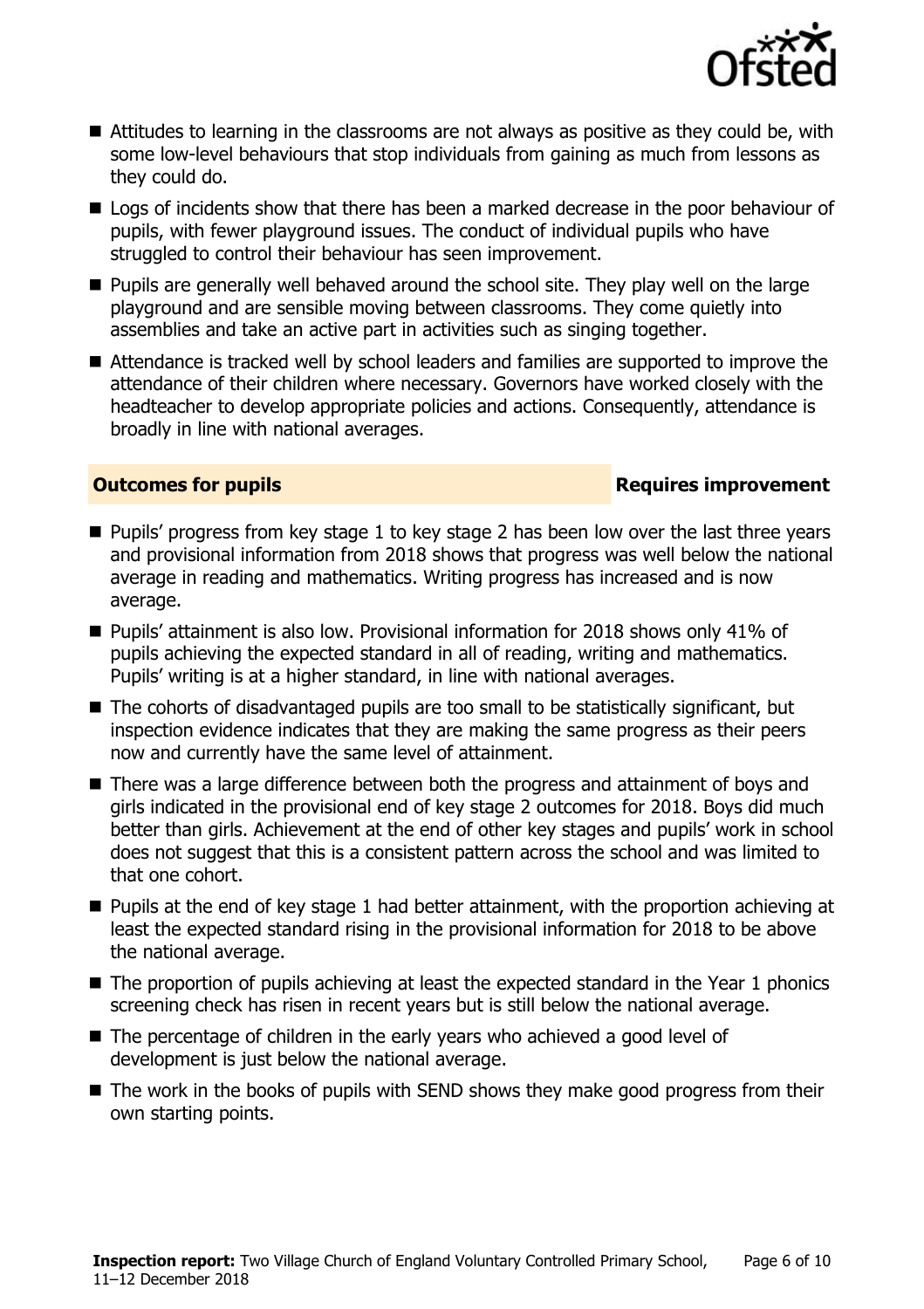- Attitudes to learning in the classrooms are not always as positive as they could be, with some low-level behaviours that stop individuals from gaining as much from lessons as they could do.
- Logs of incidents show that there has been a marked decrease in the poor behaviour of pupils, with fewer playground issues. The conduct of individual pupils who have struggled to control their behaviour has seen improvement.
- Pupils are generally well behaved around the school site. They play well on the large playground and are sensible moving between classrooms. They come quietly into assemblies and take an active part in activities such as singing together.
- Attendance is tracked well by school leaders and families are supported to improve the attendance of their children where necessary. Governors have worked closely with the headteacher to develop appropriate policies and actions. Consequently, attendance is broadly in line with national averages.

## Outcomes for pupils — Requires improvement

- Pupils' progress from key stage 1 to key stage 2 has been low over the last three years and provisional information from 2018 shows that progress was well below the national average in reading and mathematics. Writing progress has increased and is now average.
- Pupils' attainment is also low. Provisional information for 2018 shows only 41% of pupils achieving the expected standard in all of reading, writing and mathematics. Pupils' writing is at a higher standard, in line with national averages.
- The cohorts of disadvantaged pupils are too small to be statistically significant, but inspection evidence indicates that they are making the same progress as their peers now and currently have the same level of attainment.
- There was a large difference between both the progress and attainment of boys and girls indicated in the provisional end of key stage 2 outcomes for 2018. Boys did much better than girls. Achievement at the end of other key stages and pupils' work in school does not suggest that this is a consistent pattern across the school and was limited to that one cohort.
- Pupils at the end of key stage 1 had better attainment, with the proportion achieving at least the expected standard rising in the provisional information for 2018 to be above the national average.
- The proportion of pupils achieving at least the expected standard in the Year 1 phonics screening check has risen in recent years but is still below the national average.
- The percentage of children in the early years who achieved a good level of development is just below the national average.
- The work in the books of pupils with SEND shows they make good progress from their own starting points.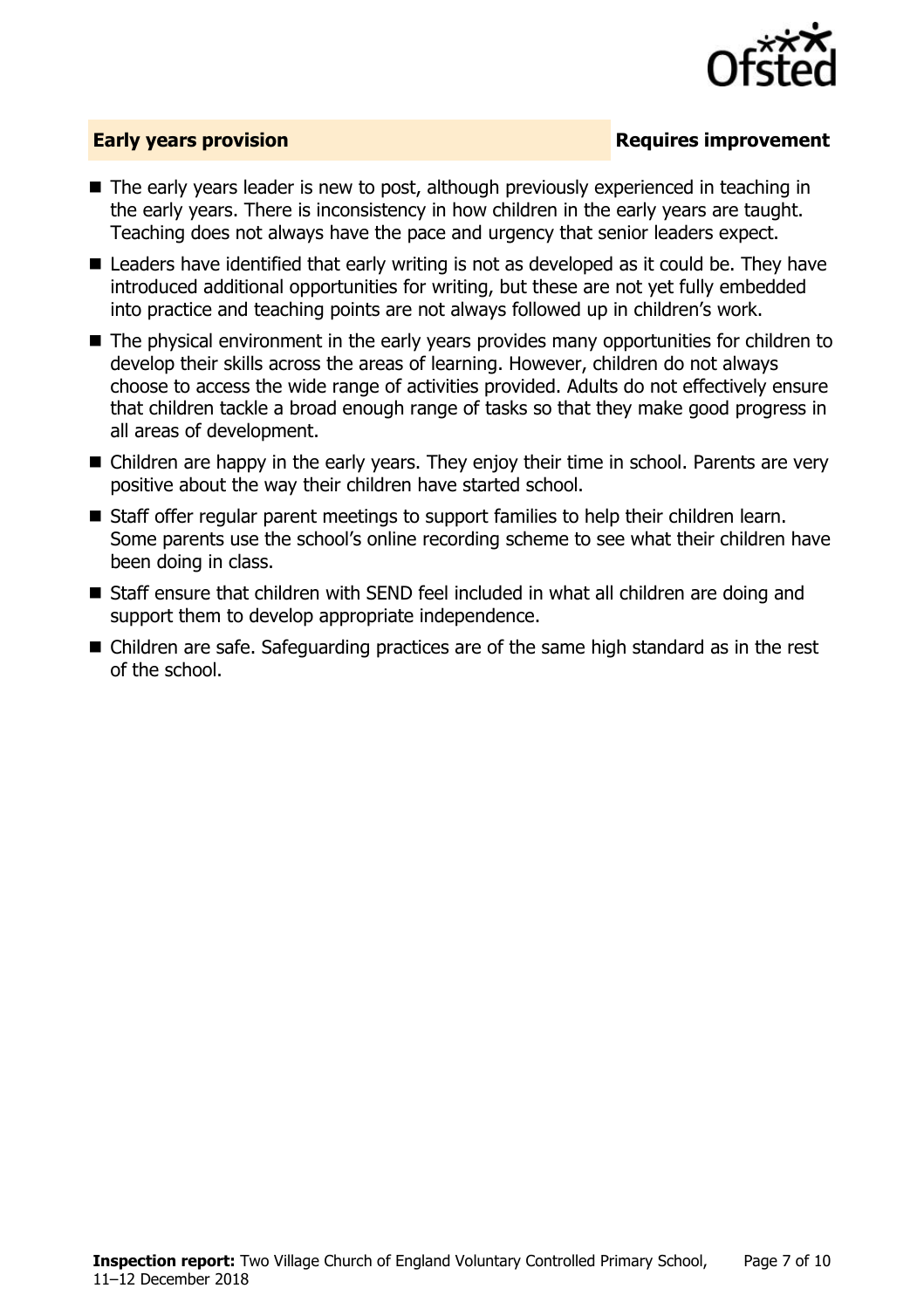## Early years provision **Requires improvement**

- The early years leader is new to post, although previously experienced in teaching in the early years. There is inconsistency in how children in the early years are taught. Teaching does not always have the pace and urgency that senior leaders expect.
- Leaders have identified that early writing is not as developed as it could be. They have introduced additional opportunities for writing, but these are not yet fully embedded into practice and teaching points are not always followed up in children's work.
- The physical environment in the early years provides many opportunities for children to develop their skills across the areas of learning. However, children do not always choose to access the wide range of activities provided. Adults do not effectively ensure that children tackle a broad enough range of tasks so that they make good progress in all areas of development.
- Children are happy in the early years. They enjoy their time in school. Parents are very positive about the way their children have started school.
- Staff offer regular parent meetings to support families to help their children learn. Some parents use the school's online recording scheme to see what their children have been doing in class.
- Staff ensure that children with SEND feel included in what all children are doing and support them to develop appropriate independence.
- Children are safe. Safeguarding practices are of the same high standard as in the rest of the school.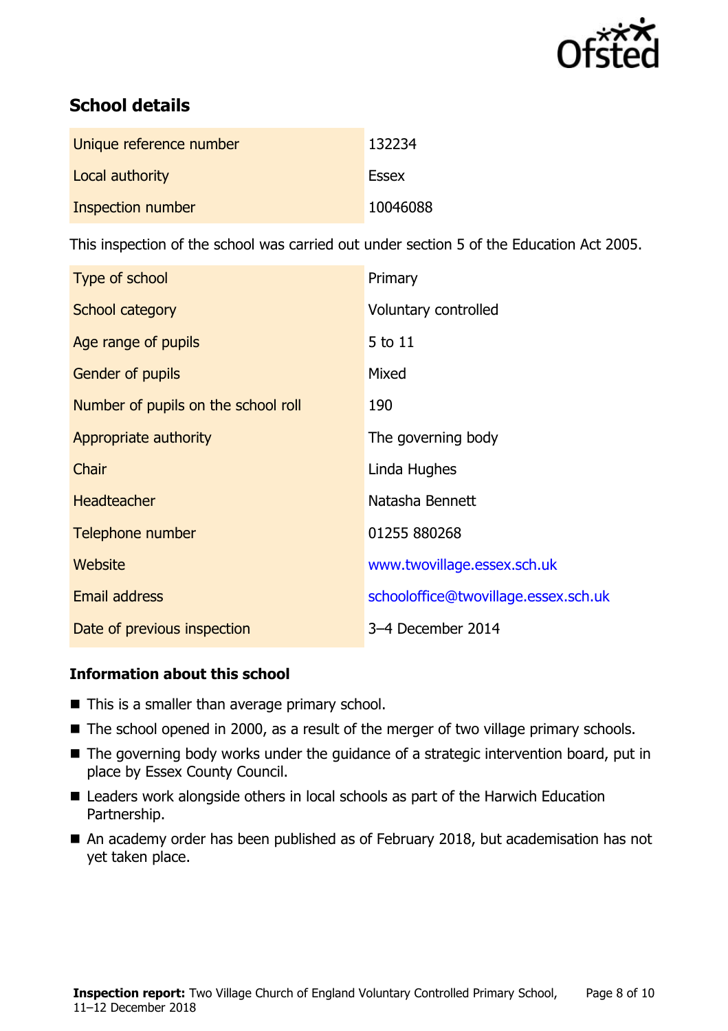## School details

| | |
|---|---|
| Unique reference number | 132234 |
| Local authority | Essex |
| Inspection number | 10046088 |

This inspection of the school was carried out under section 5 of the Education Act 2005.

| | |
|---|---|
| Type of school | Primary |
| School category | Voluntary controlled |
| Age range of pupils | 5 to 11 |
| Gender of pupils | Mixed |
| Number of pupils on the school roll | 190 |
| Appropriate authority | The governing body |
| Chair | Linda Hughes |
| Headteacher | Natasha Bennett |
| Telephone number | 01255 880268 |
| Website | www.twovillage.essex.sch.uk |
| Email address | schooloffice@twovillage.essex.sch.uk |
| Date of previous inspection | 3–4 December 2014 |

### Information about this school

- This is a smaller than average primary school.
- The school opened in 2000, as a result of the merger of two village primary schools.
- The governing body works under the guidance of a strategic intervention board, put in place by Essex County Council.
- Leaders work alongside others in local schools as part of the Harwich Education Partnership.
- An academy order has been published as of February 2018, but academisation has not yet taken place.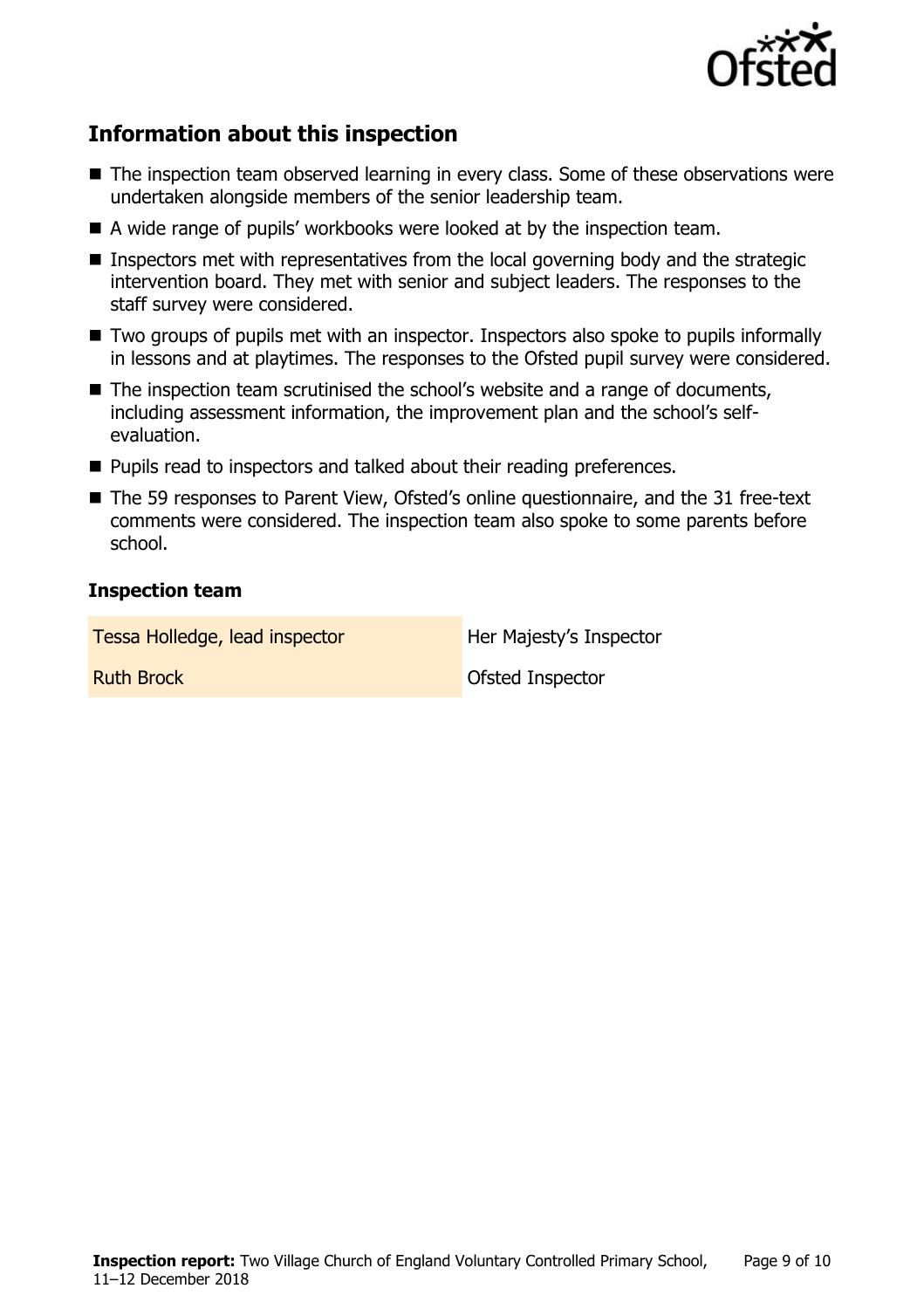## Information about this inspection

- The inspection team observed learning in every class. Some of these observations were undertaken alongside members of the senior leadership team.
- A wide range of pupils' workbooks were looked at by the inspection team.
- Inspectors met with representatives from the local governing body and the strategic intervention board. They met with senior and subject leaders. The responses to the staff survey were considered.
- Two groups of pupils met with an inspector. Inspectors also spoke to pupils informally in lessons and at playtimes. The responses to the Ofsted pupil survey were considered.
- The inspection team scrutinised the school's website and a range of documents, including assessment information, the improvement plan and the school's self-evaluation.
- Pupils read to inspectors and talked about their reading preferences.
- The 59 responses to Parent View, Ofsted's online questionnaire, and the 31 free-text comments were considered. The inspection team also spoke to some parents before school.

### Inspection team

| | |
|---|---|
| Tessa Holledge, lead inspector | Her Majesty's Inspector |
| Ruth Brock | Ofsted Inspector |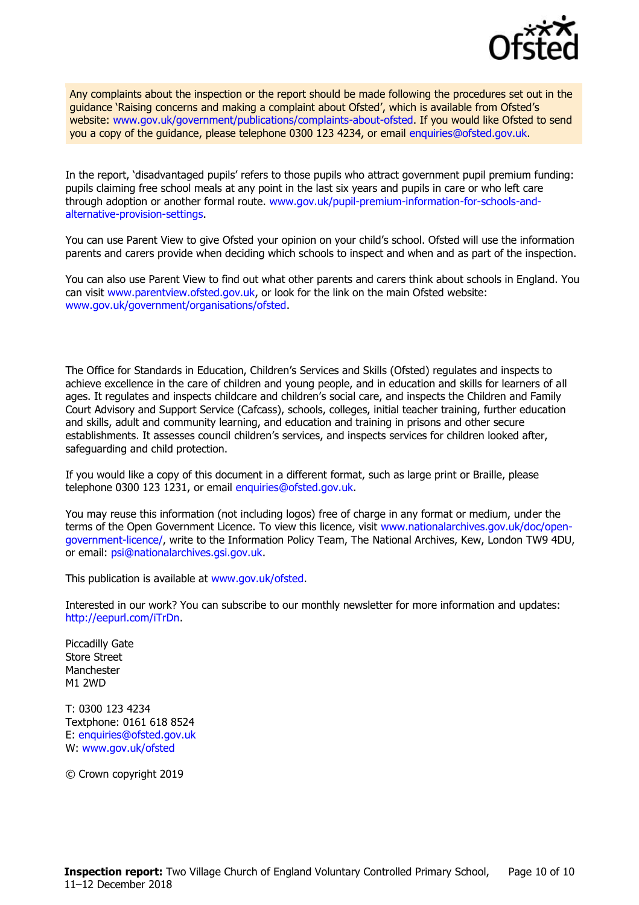Any complaints about the inspection or the report should be made following the procedures set out in the guidance 'Raising concerns and making a complaint about Ofsted', which is available from Ofsted's website: www.gov.uk/government/publications/complaints-about-ofsted. If you would like Ofsted to send you a copy of the guidance, please telephone 0300 123 4234, or email enquiries@ofsted.gov.uk.

In the report, 'disadvantaged pupils' refers to those pupils who attract government pupil premium funding: pupils claiming free school meals at any point in the last six years and pupils in care or who left care through adoption or another formal route. www.gov.uk/pupil-premium-information-for-schools-and-alternative-provision-settings.

You can use Parent View to give Ofsted your opinion on your child's school. Ofsted will use the information parents and carers provide when deciding which schools to inspect and when and as part of the inspection.

You can also use Parent View to find out what other parents and carers think about schools in England. You can visit www.parentview.ofsted.gov.uk, or look for the link on the main Ofsted website: www.gov.uk/government/organisations/ofsted.

The Office for Standards in Education, Children's Services and Skills (Ofsted) regulates and inspects to achieve excellence in the care of children and young people, and in education and skills for learners of all ages. It regulates and inspects childcare and children's social care, and inspects the Children and Family Court Advisory and Support Service (Cafcass), schools, colleges, initial teacher training, further education and skills, adult and community learning, and education and training in prisons and other secure establishments. It assesses council children's services, and inspects services for children looked after, safeguarding and child protection.

If you would like a copy of this document in a different format, such as large print or Braille, please telephone 0300 123 1231, or email enquiries@ofsted.gov.uk.

You may reuse this information (not including logos) free of charge in any format or medium, under the terms of the Open Government Licence. To view this licence, visit www.nationalarchives.gov.uk/doc/open-government-licence/, write to the Information Policy Team, The National Archives, Kew, London TW9 4DU, or email: psi@nationalarchives.gsi.gov.uk.

This publication is available at www.gov.uk/ofsted.

Interested in our work? You can subscribe to our monthly newsletter for more information and updates: http://eepurl.com/iTrDn.

Piccadilly Gate  
Store Street  
Manchester  
M1 2WD

T: 0300 123 4234  
Textphone: 0161 618 8524  
E: enquiries@ofsted.gov.uk  
W: www.gov.uk/ofsted

© Crown copyright 2019